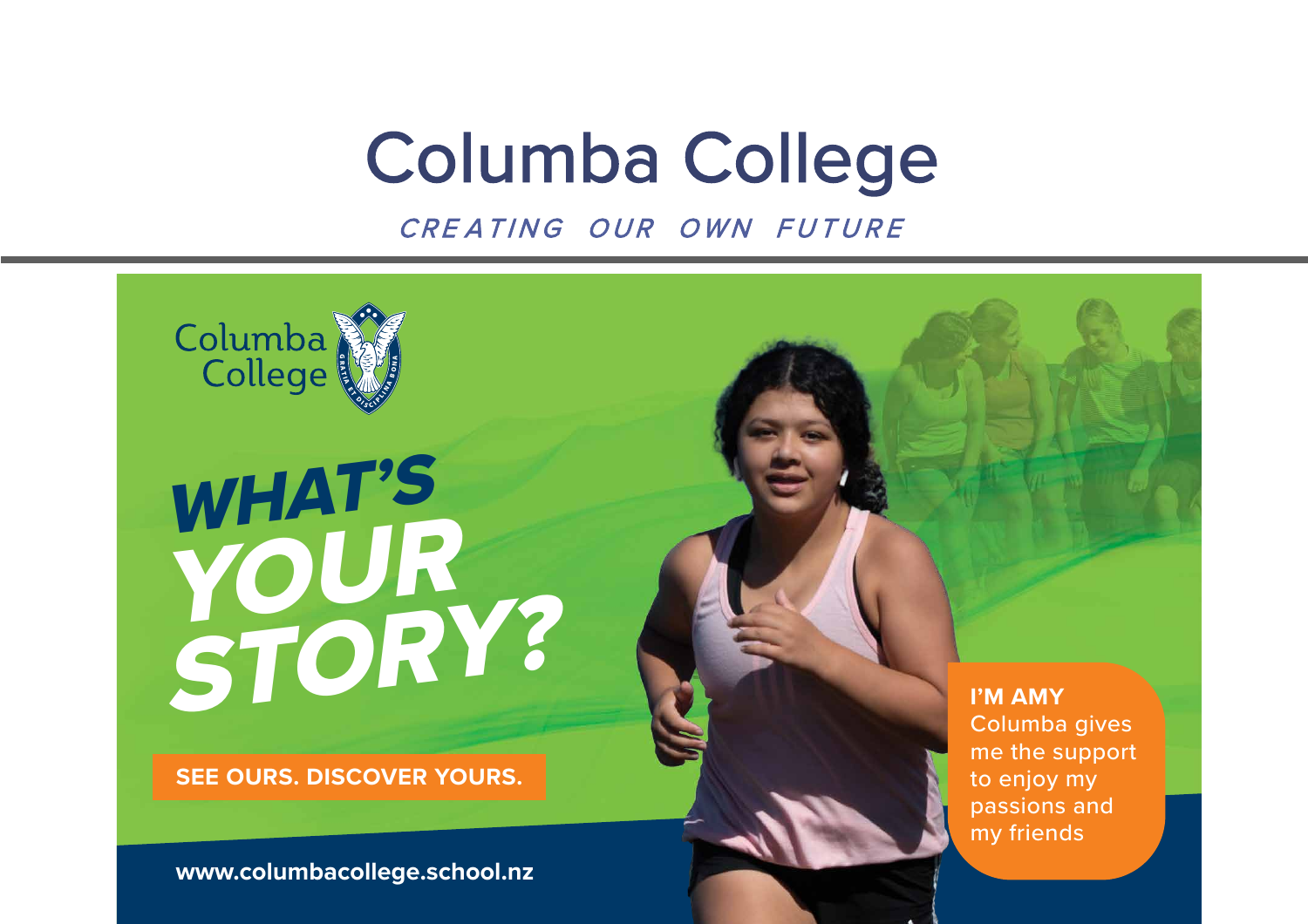# Columba College

*CREATING OUR OWN FUTURE*

Columba College

GRATIA ET DISCIPLINA BONA

## WHAT'S YOUR STORY?

**SEE OURS. DISCOVER YOURS.**

**I'M AMY**
Columba gives me the support to enjoy my passions and my friends

**www.columbacollege.school.nz**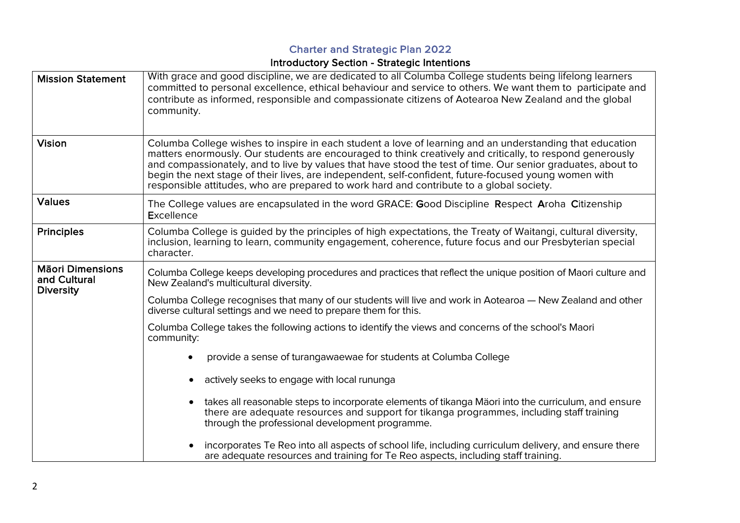# Charter and Strategic Plan 2022

## Introductory Section - Strategic Intentions

| | |
|---|---|
| **Mission Statement** | With grace and good discipline, we are dedicated to all Columba College students being lifelong learners committed to personal excellence, ethical behaviour and service to others. We want them to participate and contribute as informed, responsible and compassionate citizens of Aotearoa New Zealand and the global community. |
| **Vision** | Columba College wishes to inspire in each student a love of learning and an understanding that education matters enormously. Our students are encouraged to think creatively and critically, to respond generously and compassionately, and to live by values that have stood the test of time. Our senior graduates, about to begin the next stage of their lives, are independent, self-confident, future-focused young women with responsible attitudes, who are prepared to work hard and contribute to a global society. |
| **Values** | The College values are encapsulated in the word GRACE: **G**ood Discipline **R**espect **A**roha **C**itizenship **E**xcellence |
| **Principles** | Columba College is guided by the principles of high expectations, the Treaty of Waitangi, cultural diversity, inclusion, learning to learn, community engagement, coherence, future focus and our Presbyterian special character. |
| **Māori Dimensions and Cultural Diversity** | Columba College keeps developing procedures and practices that reflect the unique position of Maori culture and New Zealand's multicultural diversity.<br><br>Columba College recognises that many of our students will live and work in Aotearoa — New Zealand and other diverse cultural settings and we need to prepare them for this.<br><br>Columba College takes the following actions to identify the views and concerns of the school's Maori community:<br><br>• provide a sense of turangawaewae for students at Columba College<br>• actively seeks to engage with local rununga<br>• takes all reasonable steps to incorporate elements of tikanga Mäori into the curriculum, and ensure there are adequate resources and support for tikanga programmes, including staff training through the professional development programme.<br>• incorporates Te Reo into all aspects of school life, including curriculum delivery, and ensure there are adequate resources and training for Te Reo aspects, including staff training. |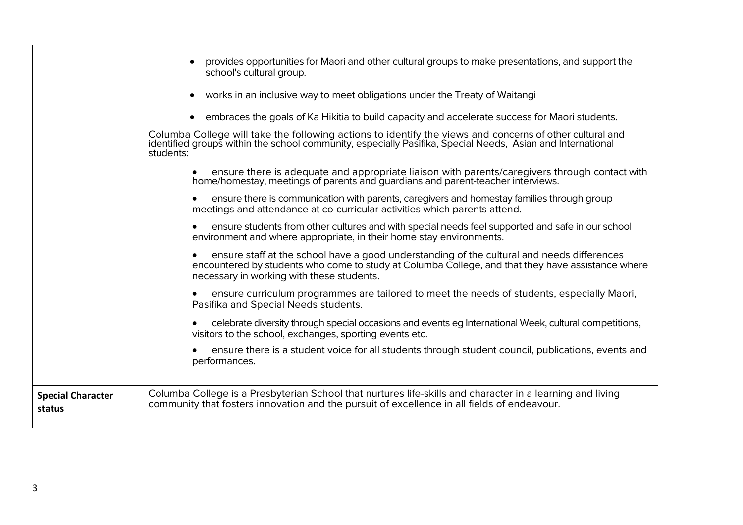| | |
|---|---|
| | • provides opportunities for Maori and other cultural groups to make presentations, and support the school's cultural group.<br><br>• works in an inclusive way to meet obligations under the Treaty of Waitangi<br><br>• embraces the goals of Ka Hikitia to build capacity and accelerate success for Maori students.<br><br>Columba College will take the following actions to identify the views and concerns of other cultural and identified groups within the school community, especially Pasifika, Special Needs, Asian and International students:<br><br>• ensure there is adequate and appropriate liaison with parents/caregivers through contact with home/homestay, meetings of parents and guardians and parent-teacher interviews.<br><br>• ensure there is communication with parents, caregivers and homestay families through group meetings and attendance at co-curricular activities which parents attend.<br><br>• ensure students from other cultures and with special needs feel supported and safe in our school environment and where appropriate, in their home stay environments.<br><br>• ensure staff at the school have a good understanding of the cultural and needs differences encountered by students who come to study at Columba College, and that they have assistance where necessary in working with these students.<br><br>• ensure curriculum programmes are tailored to meet the needs of students, especially Maori, Pasifika and Special Needs students.<br><br>• celebrate diversity through special occasions and events eg International Week, cultural competitions, visitors to the school, exchanges, sporting events etc.<br><br>• ensure there is a student voice for all students through student council, publications, events and performances. |
| **Special Character status** | Columba College is a Presbyterian School that nurtures life-skills and character in a learning and living community that fosters innovation and the pursuit of excellence in all fields of endeavour. |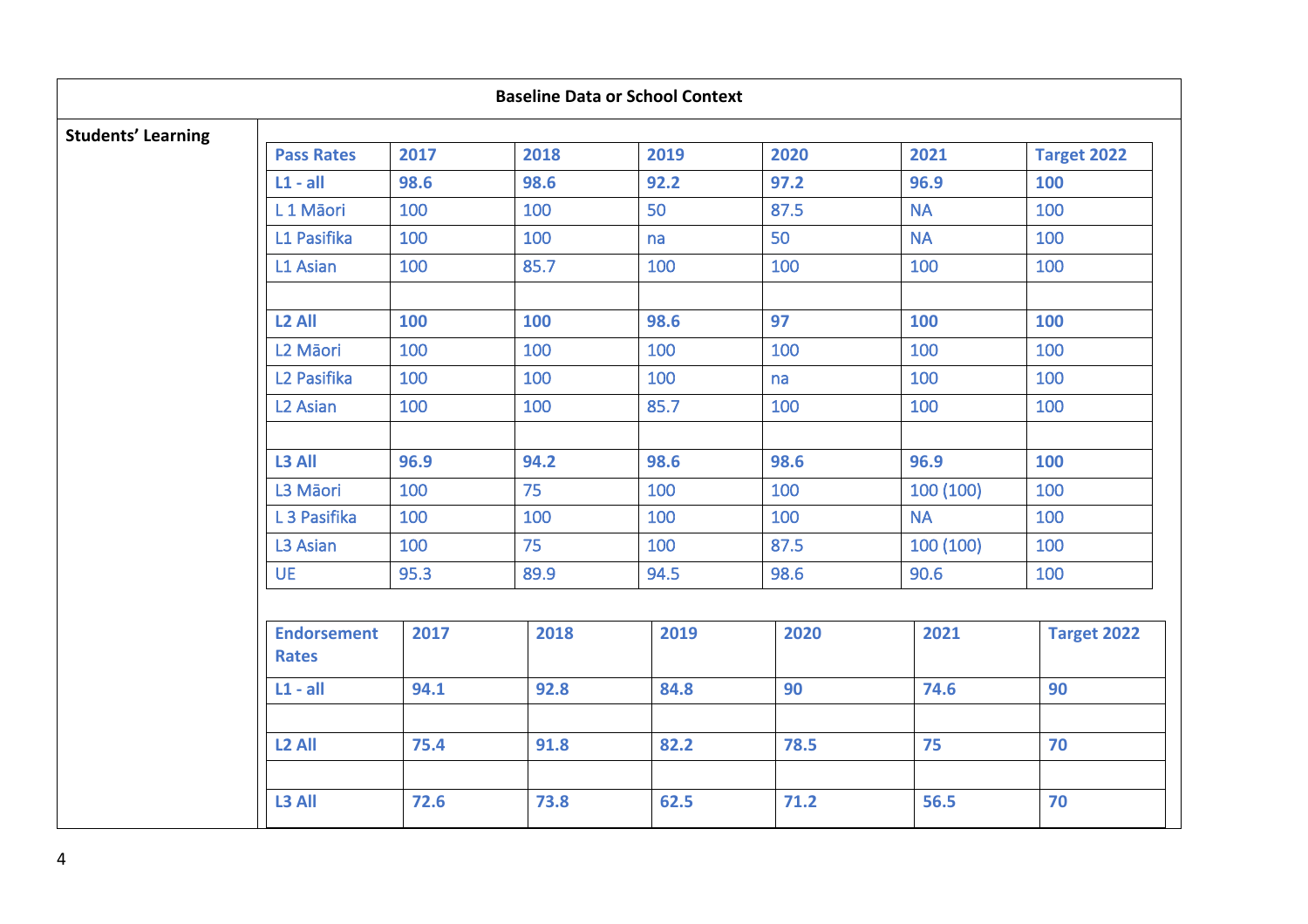**Baseline Data or School Context**

**Students' Learning**

| Pass Rates | 2017 | 2018 | 2019 | 2020 | 2021 | Target 2022 |
|---|---|---|---|---|---|---|
| **L1 - all** | **98.6** | **98.6** | **92.2** | **97.2** | **96.9** | **100** |
| L 1 Māori | 100 | 100 | 50 | 87.5 | NA | 100 |
| L1 Pasifika | 100 | 100 | na | 50 | NA | 100 |
| L1 Asian | 100 | 85.7 | 100 | 100 | 100 | 100 |
| | | | | | | |
| **L2 All** | **100** | **100** | **98.6** | **97** | **100** | **100** |
| L2 Māori | 100 | 100 | 100 | 100 | 100 | 100 |
| L2 Pasifika | 100 | 100 | 100 | na | 100 | 100 |
| L2 Asian | 100 | 100 | 85.7 | 100 | 100 | 100 |
| | | | | | | |
| **L3 All** | **96.9** | **94.2** | **98.6** | **98.6** | **96.9** | **100** |
| L3 Māori | 100 | 75 | 100 | 100 | 100 (100) | 100 |
| L 3 Pasifika | 100 | 100 | 100 | 100 | NA | 100 |
| L3 Asian | 100 | 75 | 100 | 87.5 | 100 (100) | 100 |
| UE | 95.3 | 89.9 | 94.5 | 98.6 | 90.6 | 100 |

| Endorsement Rates | 2017 | 2018 | 2019 | 2020 | 2021 | Target 2022 |
|---|---|---|---|---|---|---|
| **L1 - all** | **94.1** | **92.8** | **84.8** | **90** | **74.6** | **90** |
| | | | | | | |
| **L2 All** | **75.4** | **91.8** | **82.2** | **78.5** | **75** | **70** |
| | | | | | | |
| **L3 All** | **72.6** | **73.8** | **62.5** | **71.2** | **56.5** | **70** |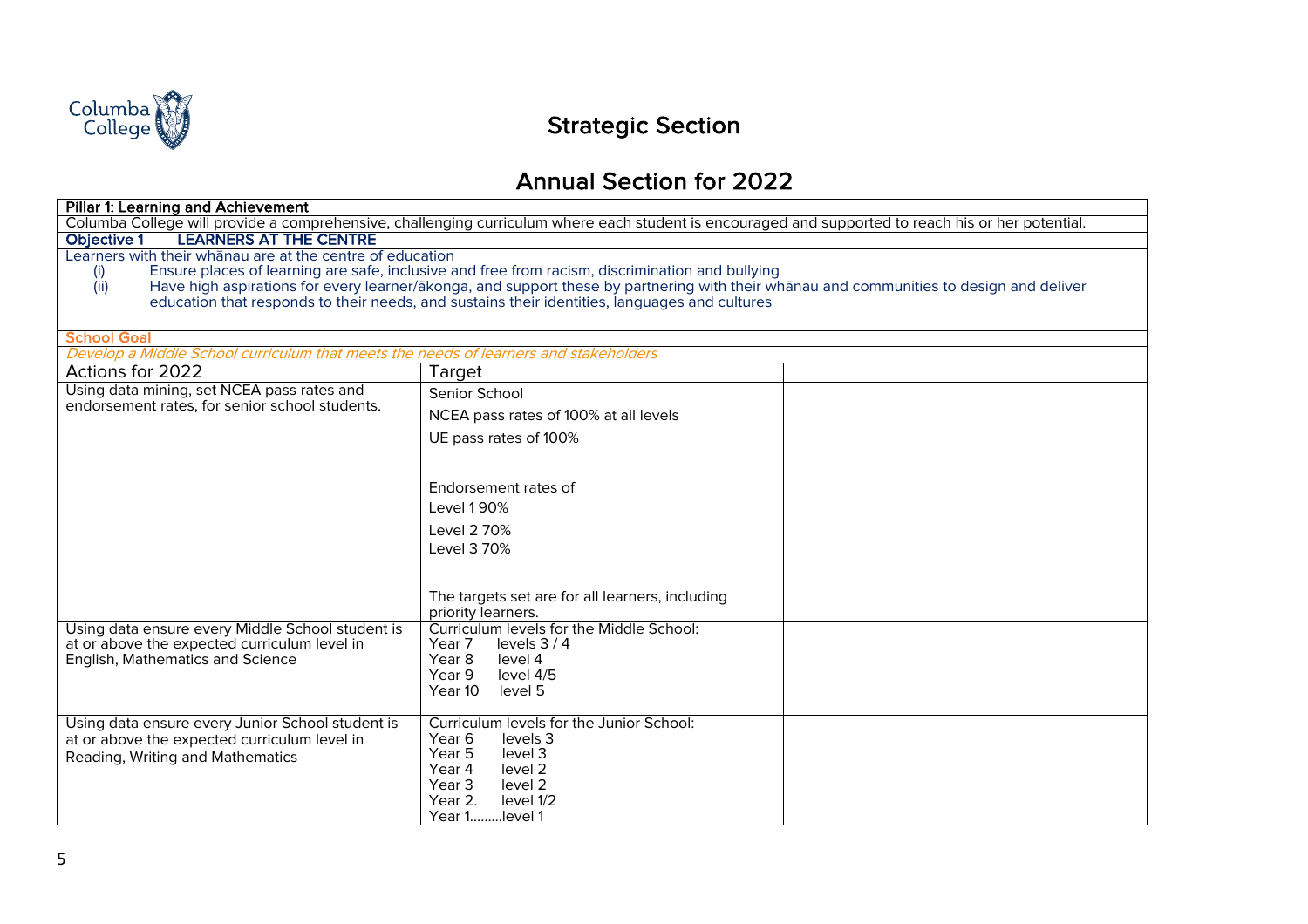# Strategic Section

## Annual Section for 2022

**Pillar 1: Learning and Achievement**

Columba College will provide a comprehensive, challenging curriculum where each student is encouraged and supported to reach his or her potential.

**Objective 1 LEARNERS AT THE CENTRE**

Learners with their whānau are at the centre of education

- (i) Ensure places of learning are safe, inclusive and free from racism, discrimination and bullying
- (ii) Have high aspirations for every learner/ākonga, and support these by partnering with their whānau and communities to design and deliver education that responds to their needs, and sustains their identities, languages and cultures

**School Goal**

*Develop a Middle School curriculum that meets the needs of learners and stakeholders*

| Actions for 2022 | Target | |
|---|---|---|
| Using data mining, set NCEA pass rates and endorsement rates, for senior school students. | Senior School<br><br>NCEA pass rates of 100% at all levels<br><br>UE pass rates of 100%<br><br>Endorsement rates of<br>Level 1 90%<br>Level 2 70%<br>Level 3 70%<br><br>The targets set are for all learners, including priority learners. | |
| Using data ensure every Middle School student is at or above the expected curriculum level in English, Mathematics and Science | Curriculum levels for the Middle School:<br>Year 7 levels 3 / 4<br>Year 8 level 4<br>Year 9 level 4/5<br>Year 10 level 5 | |
| Using data ensure every Junior School student is at or above the expected curriculum level in Reading, Writing and Mathematics | Curriculum levels for the Junior School:<br>Year 6 levels 3<br>Year 5 level 3<br>Year 4 level 2<br>Year 3 level 2<br>Year 2. level 1/2<br>Year 1.........level 1 | |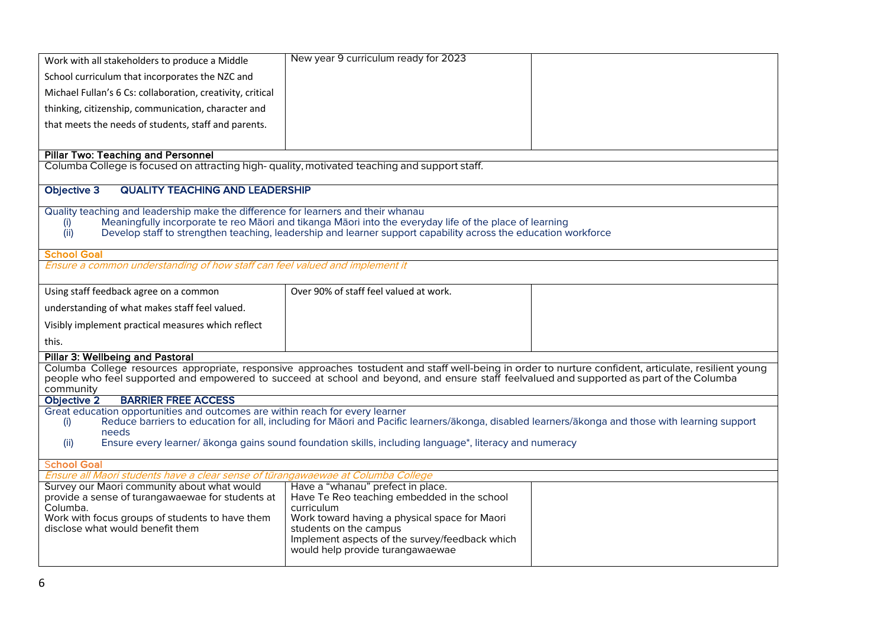| | | |
|---|---|---|
| Work with all stakeholders to produce a Middle School curriculum that incorporates the NZC and Michael Fullan's 6 Cs: collaboration, creativity, critical thinking, citizenship, communication, character and that meets the needs of students, staff and parents. | New year 9 curriculum ready for 2023 | |

**Pillar Two: Teaching and Personnel**

Columba College is focused on attracting high- quality, motivated teaching and support staff.

**Objective 3 QUALITY TEACHING AND LEADERSHIP**

Quality teaching and leadership make the difference for learners and their whanau

(i) Meaningfully incorporate te reo Māori and tikanga Māori into the everyday life of the place of learning
(ii) Develop staff to strengthen teaching, leadership and learner support capability across the education workforce

**School Goal**

*Ensure a common understanding of how staff can feel valued and implement it*

| | | |
|---|---|---|
| Using staff feedback agree on a common understanding of what makes staff feel valued. Visibly implement practical measures which reflect this. | Over 90% of staff feel valued at work. | |

**Pillar 3: Wellbeing and Pastoral**

Columba College resources appropriate, responsive approaches tostudent and staff well-being in order to nurture confident, articulate, resilient young people who feel supported and empowered to succeed at school and beyond, and ensure staff feelvalued and supported as part of the Columba community

**Objective 2 BARRIER FREE ACCESS**

Great education opportunities and outcomes are within reach for every learner

(i) Reduce barriers to education for all, including for Māori and Pacific learners/ākonga, disabled learners/ākonga and those with learning support needs
(ii) Ensure every learner/ ākonga gains sound foundation skills, including language*, literacy and numeracy

**School Goal**

*Ensure all Maori students have a clear sense of tūrangawaewae at Columba College*

| | | |
|---|---|---|
| Survey our Maori community about what would provide a sense of turangawaewae for students at Columba.<br>Work with focus groups of students to have them disclose what would benefit them | Have a "whanau" prefect in place.<br>Have Te Reo teaching embedded in the school curriculum<br>Work toward having a physical space for Maori students on the campus<br>Implement aspects of the survey/feedback which would help provide turangawaewae | |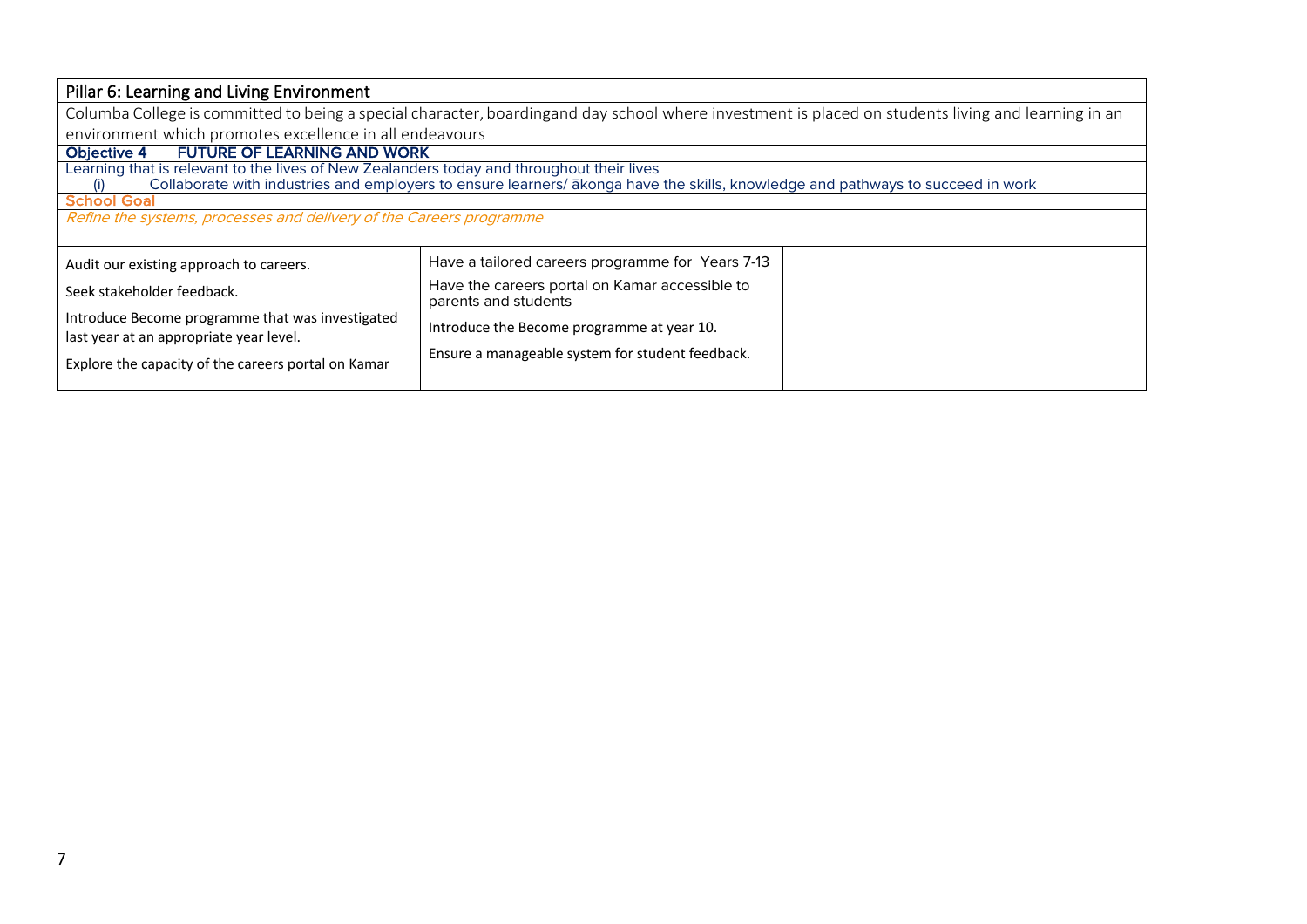| Pillar 6: Learning and Living Environment | | |
|---|---|---|
| Columba College is committed to being a special character, boardingand day school where investment is placed on students living and learning in an environment which promotes excellence in all endeavours | | |
| **Objective 4 FUTURE OF LEARNING AND WORK** | | |
| Learning that is relevant to the lives of New Zealanders today and throughout their lives<br>(i) Collaborate with industries and employers to ensure learners/ ākonga have the skills, knowledge and pathways to succeed in work | | |
| **School Goal** | | |
| *Refine the systems, processes and delivery of the Careers programme* | | |
| Audit our existing approach to careers.<br>Seek stakeholder feedback.<br>Introduce Become programme that was investigated last year at an appropriate year level.<br>Explore the capacity of the careers portal on Kamar | Have a tailored careers programme for Years 7-13<br>Have the careers portal on Kamar accessible to parents and students<br>Introduce the Become programme at year 10.<br>Ensure a manageable system for student feedback. | |